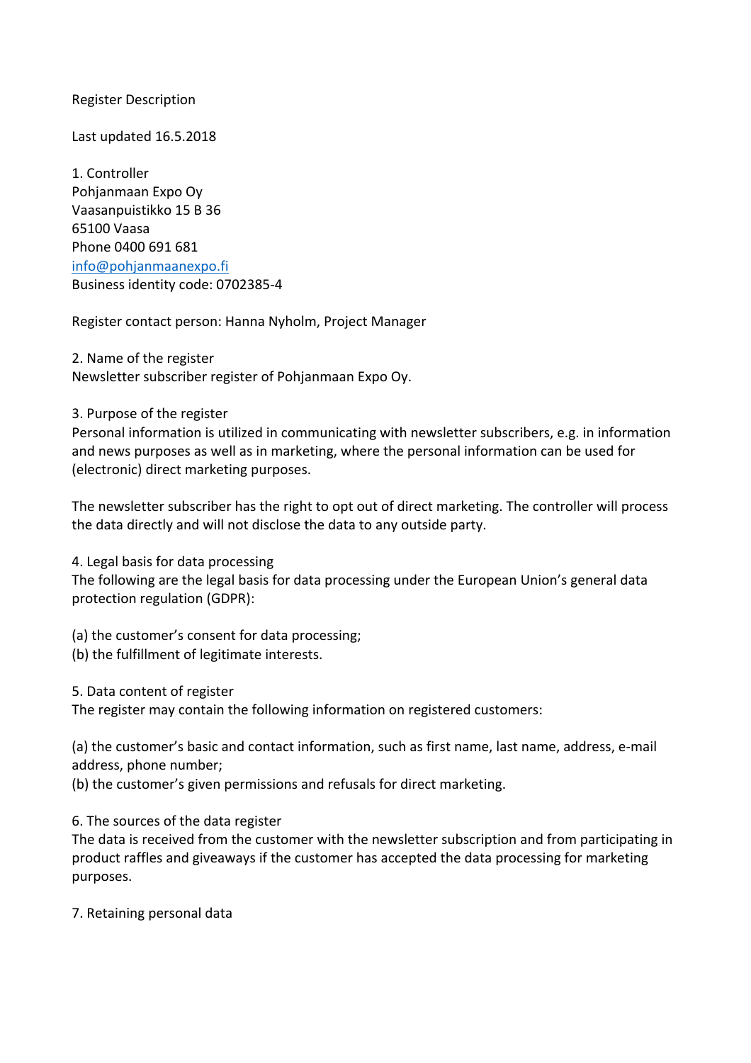# Register Description

Last updated 16.5.2018

## 1. Controller

Pohjanmaan Expo Oy
Vaasanpuistikko 15 B 36
65100 Vaasa
Phone 0400 691 681
info@pohjanmaanexpo.fi
Business identity code: 0702385-4

Register contact person: Hanna Nyholm, Project Manager

## 2. Name of the register

Newsletter subscriber register of Pohjanmaan Expo Oy.

## 3. Purpose of the register

Personal information is utilized in communicating with newsletter subscribers, e.g. in information and news purposes as well as in marketing, where the personal information can be used for (electronic) direct marketing purposes.

The newsletter subscriber has the right to opt out of direct marketing. The controller will process the data directly and will not disclose the data to any outside party.

## 4. Legal basis for data processing

The following are the legal basis for data processing under the European Union's general data protection regulation (GDPR):

(a) the customer's consent for data processing;
(b) the fulfillment of legitimate interests.

## 5. Data content of register

The register may contain the following information on registered customers:

(a) the customer's basic and contact information, such as first name, last name, address, e-mail address, phone number;
(b) the customer's given permissions and refusals for direct marketing.

## 6. The sources of the data register

The data is received from the customer with the newsletter subscription and from participating in product raffles and giveaways if the customer has accepted the data processing for marketing purposes.

## 7. Retaining personal data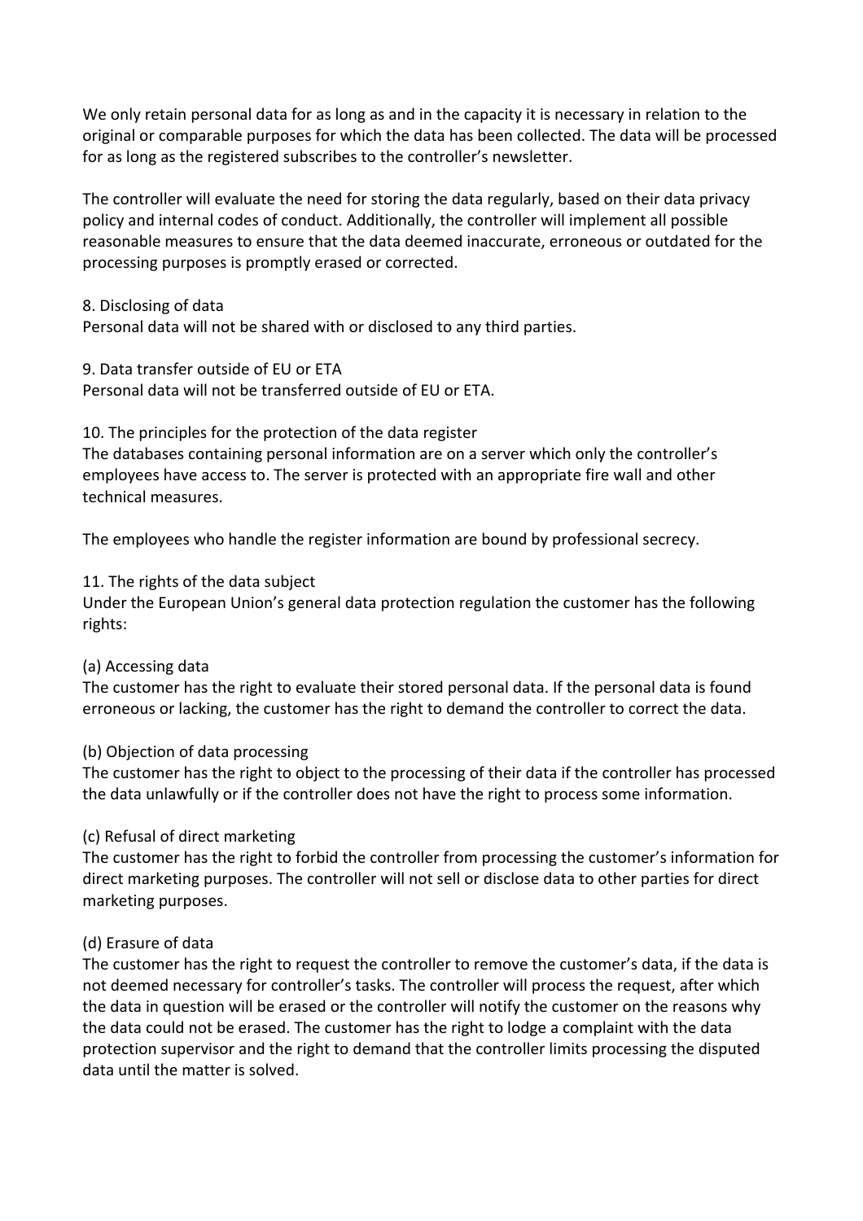We only retain personal data for as long as and in the capacity it is necessary in relation to the original or comparable purposes for which the data has been collected. The data will be processed for as long as the registered subscribes to the controller's newsletter.

The controller will evaluate the need for storing the data regularly, based on their data privacy policy and internal codes of conduct. Additionally, the controller will implement all possible reasonable measures to ensure that the data deemed inaccurate, erroneous or outdated for the processing purposes is promptly erased or corrected.

## 8. Disclosing of data

Personal data will not be shared with or disclosed to any third parties.

## 9. Data transfer outside of EU or ETA

Personal data will not be transferred outside of EU or ETA.

## 10. The principles for the protection of the data register

The databases containing personal information are on a server which only the controller's employees have access to. The server is protected with an appropriate fire wall and other technical measures.

The employees who handle the register information are bound by professional secrecy.

## 11. The rights of the data subject

Under the European Union's general data protection regulation the customer has the following rights:

### (a) Accessing data

The customer has the right to evaluate their stored personal data. If the personal data is found erroneous or lacking, the customer has the right to demand the controller to correct the data.

### (b) Objection of data processing

The customer has the right to object to the processing of their data if the controller has processed the data unlawfully or if the controller does not have the right to process some information.

### (c) Refusal of direct marketing

The customer has the right to forbid the controller from processing the customer's information for direct marketing purposes. The controller will not sell or disclose data to other parties for direct marketing purposes.

### (d) Erasure of data

The customer has the right to request the controller to remove the customer's data, if the data is not deemed necessary for controller's tasks. The controller will process the request, after which the data in question will be erased or the controller will notify the customer on the reasons why the data could not be erased. The customer has the right to lodge a complaint with the data protection supervisor and the right to demand that the controller limits processing the disputed data until the matter is solved.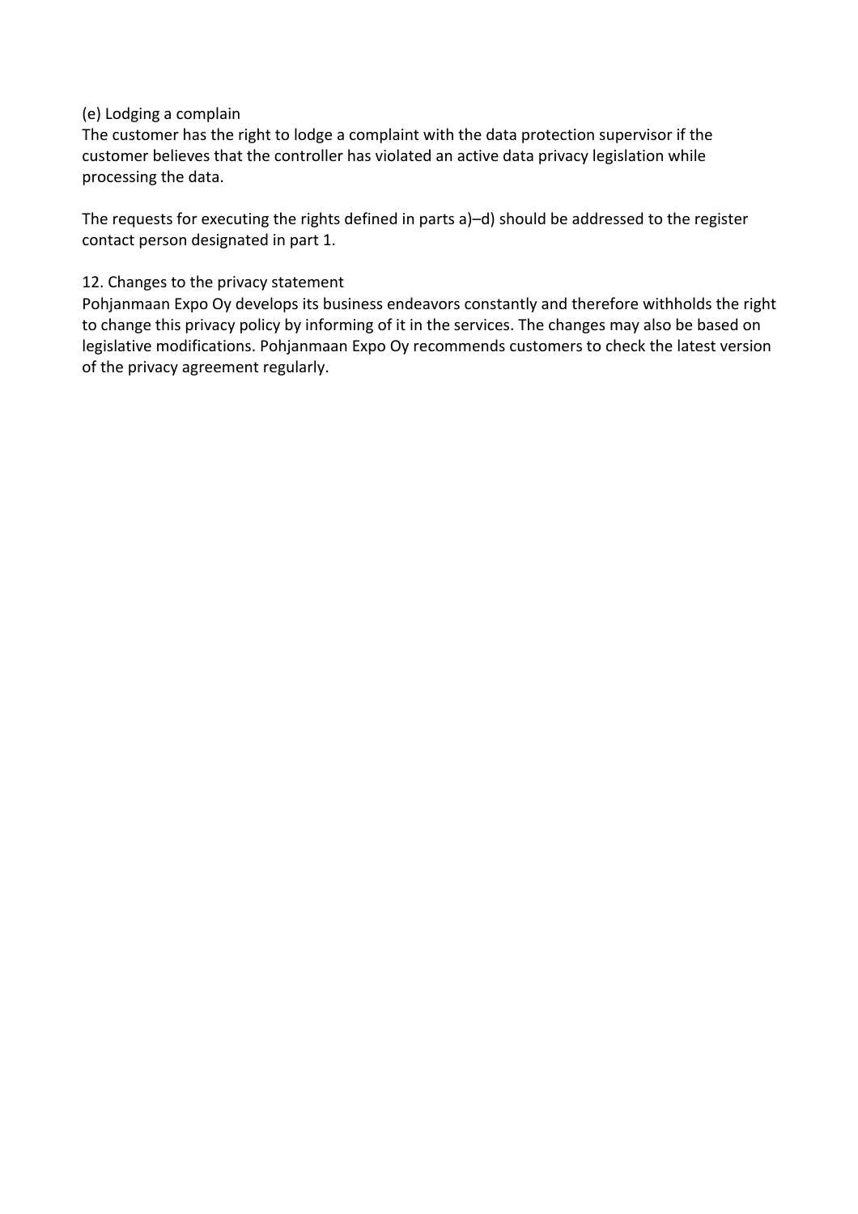(e) Lodging a complain

The customer has the right to lodge a complaint with the data protection supervisor if the customer believes that the controller has violated an active data privacy legislation while processing the data.

The requests for executing the rights defined in parts a)–d) should be addressed to the register contact person designated in part 1.

## 12. Changes to the privacy statement

Pohjanmaan Expo Oy develops its business endeavors constantly and therefore withholds the right to change this privacy policy by informing of it in the services. The changes may also be based on legislative modifications. Pohjanmaan Expo Oy recommends customers to check the latest version of the privacy agreement regularly.